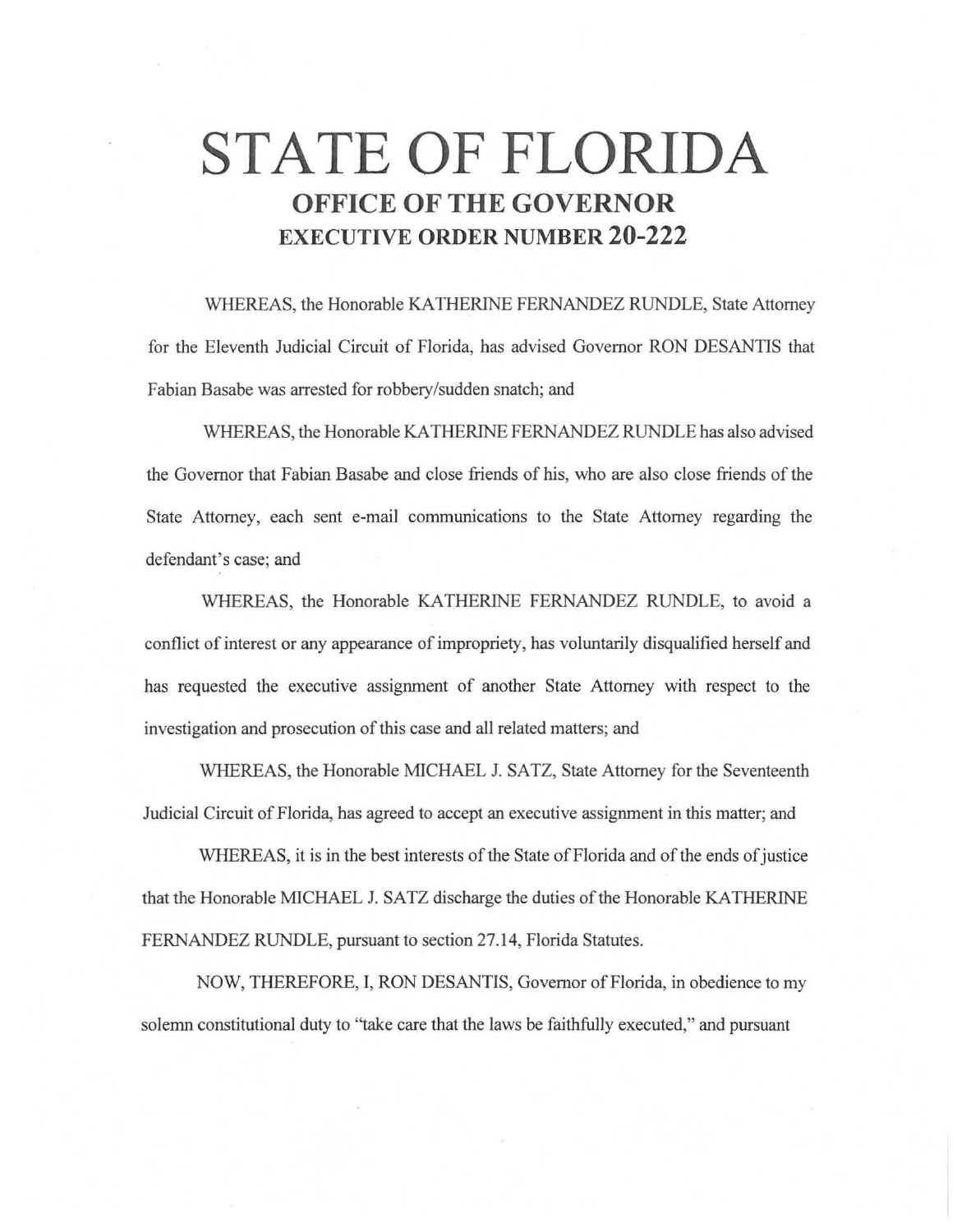# STATE OF FLORIDA

## OFFICE OF THE GOVERNOR

## EXECUTIVE ORDER NUMBER 20-222

WHEREAS, the Honorable KATHERINE FERNANDEZ RUNDLE, State Attorney for the Eleventh Judicial Circuit of Florida, has advised Governor RON DESANTIS that Fabian Basabe was arrested for robbery/sudden snatch; and

WHEREAS, the Honorable KATHERINE FERNANDEZ RUNDLE has also advised the Governor that Fabian Basabe and close friends of his, who are also close friends of the State Attorney, each sent e-mail communications to the State Attorney regarding the defendant's case; and

WHEREAS, the Honorable KATHERINE FERNANDEZ RUNDLE, to avoid a conflict of interest or any appearance of impropriety, has voluntarily disqualified herself and has requested the executive assignment of another State Attorney with respect to the investigation and prosecution of this case and all related matters; and

WHEREAS, the Honorable MICHAEL J. SATZ, State Attorney for the Seventeenth Judicial Circuit of Florida, has agreed to accept an executive assignment in this matter; and

WHEREAS, it is in the best interests of the State of Florida and of the ends of justice that the Honorable MICHAEL J. SATZ discharge the duties of the Honorable KATHERINE FERNANDEZ RUNDLE, pursuant to section 27.14, Florida Statutes.

NOW, THEREFORE, I, RON DESANTIS, Governor of Florida, in obedience to my solemn constitutional duty to "take care that the laws be faithfully executed," and pursuant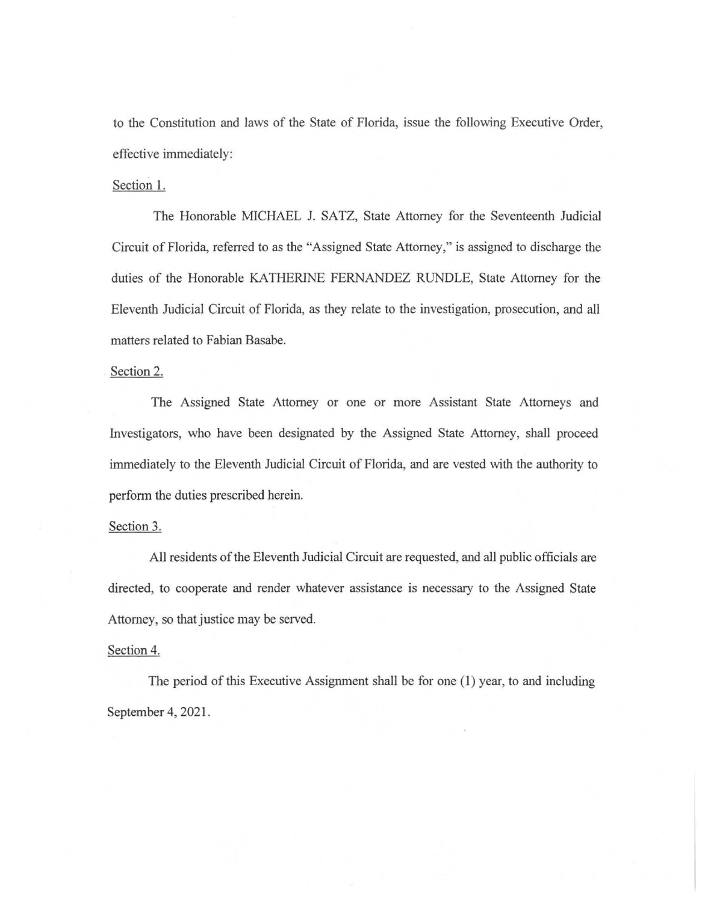to the Constitution and laws of the State of Florida, issue the following Executive Order, effective immediately:

Section 1.

The Honorable MICHAEL J. SATZ, State Attorney for the Seventeenth Judicial Circuit of Florida, referred to as the "Assigned State Attorney," is assigned to discharge the duties of the Honorable KATHERINE FERNANDEZ RUNDLE, State Attorney for the Eleventh Judicial Circuit of Florida, as they relate to the investigation, prosecution, and all matters related to Fabian Basabe.

Section 2.

The Assigned State Attorney or one or more Assistant State Attorneys and Investigators, who have been designated by the Assigned State Attorney, shall proceed immediately to the Eleventh Judicial Circuit of Florida, and are vested with the authority to perform the duties prescribed herein.

Section 3.

All residents of the Eleventh Judicial Circuit are requested, and all public officials are directed, to cooperate and render whatever assistance is necessary to the Assigned State Attorney, so that justice may be served.

Section 4.

The period of this Executive Assignment shall be for one (1) year, to and including September 4, 2021.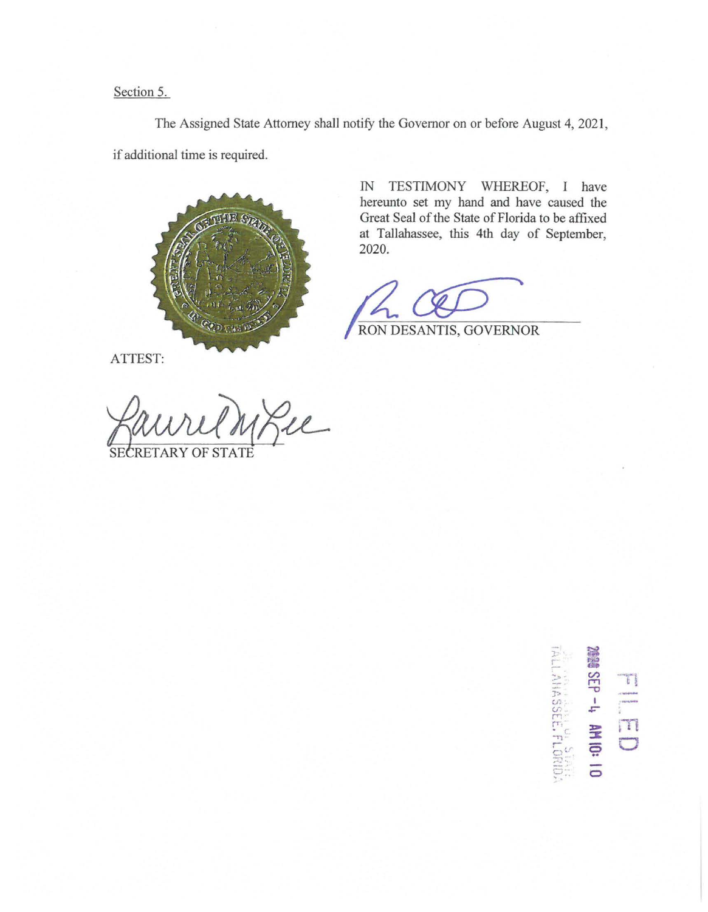Section 5.

The Assigned State Attorney shall notify the Governor on or before August 4, 2021, if additional time is required.

IN TESTIMONY WHEREOF, I have hereunto set my hand and have caused the Great Seal of the State of Florida to be affixed at Tallahassee, this 4th day of September, 2020.

RON DESANTIS, GOVERNOR

ATTEST:

SECRETARY OF STATE

FILED

2020 SEP -4 AM 10: 10

TALLAHASSEE, FLORIDA